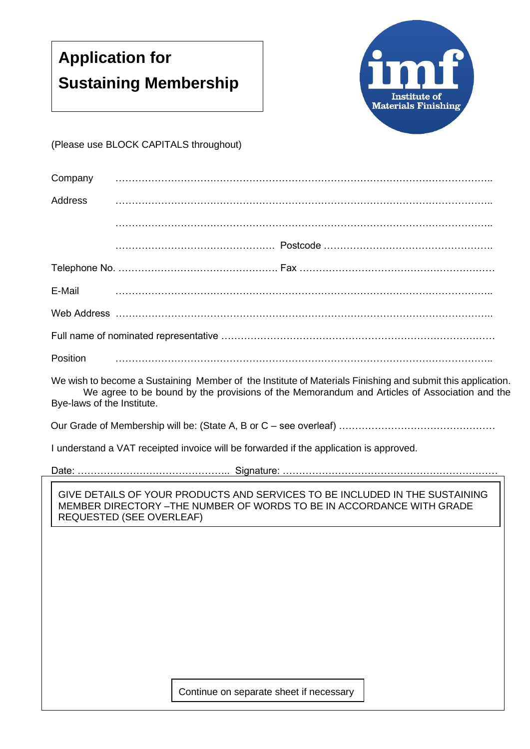# Application for Sustaining Membership

Institute of Materials Finishing

(Please use BLOCK CAPITALS throughout)

Company ……………………………………………………………………………………………………..

Address ……………………………………………………………………………………………………..

……………………………………………………………………………………………………..

…………………………………………. Postcode …………………………………………….

Telephone No. …………………………………………. Fax ……………………………………………………

E-Mail ……………………………………………………………………………………………………..

Web Address ……………………………………………………………………………………………………..

Full name of nominated representative ……………………………………………………………………………

Position ……………………………………………………………………………………………………..

We wish to become a Sustaining Member of the Institute of Materials Finishing and submit this application. We agree to be bound by the provisions of the Memorandum and Articles of Association and the Bye-laws of the Institute.

Our Grade of Membership will be: (State A, B or C – see overleaf) …………………………………………

I understand a VAT receipted invoice will be forwarded if the application is approved.

Date: ……………………………………….. Signature: …………………………………………………………

GIVE DETAILS OF YOUR PRODUCTS AND SERVICES TO BE INCLUDED IN THE SUSTAINING MEMBER DIRECTORY –THE NUMBER OF WORDS TO BE IN ACCORDANCE WITH GRADE REQUESTED (SEE OVERLEAF)

Continue on separate sheet if necessary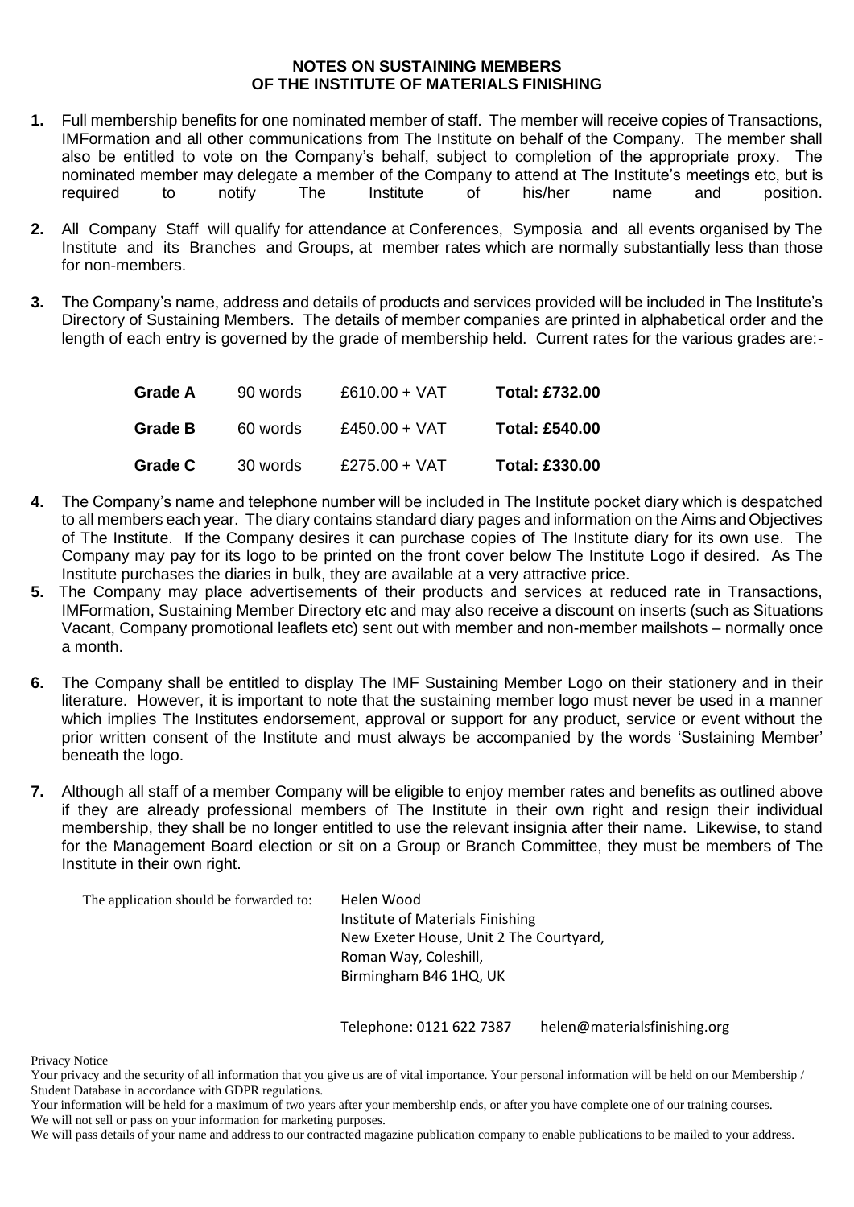**NOTES ON SUSTAINING MEMBERS OF THE INSTITUTE OF MATERIALS FINISHING**

1. Full membership benefits for one nominated member of staff. The member will receive copies of Transactions, IMFormation and all other communications from The Institute on behalf of the Company. The member shall also be entitled to vote on the Company's behalf, subject to completion of the appropriate proxy. The nominated member may delegate a member of the Company to attend at The Institute's meetings etc, but is required to notify The Institute of his/her name and position.

2. All Company Staff will qualify for attendance at Conferences, Symposia and all events organised by The Institute and its Branches and Groups, at member rates which are normally substantially less than those for non-members.

3. The Company's name, address and details of products and services provided will be included in The Institute's Directory of Sustaining Members. The details of member companies are printed in alphabetical order and the length of each entry is governed by the grade of membership held. Current rates for the various grades are:-

| | | | |
|---|---|---|---|
| **Grade A** | 90 words | £610.00 + VAT | **Total: £732.00** |
| **Grade B** | 60 words | £450.00 + VAT | **Total: £540.00** |
| **Grade C** | 30 words | £275.00 + VAT | **Total: £330.00** |

4. The Company's name and telephone number will be included in The Institute pocket diary which is despatched to all members each year. The diary contains standard diary pages and information on the Aims and Objectives of The Institute. If the Company desires it can purchase copies of The Institute diary for its own use. The Company may pay for its logo to be printed on the front cover below The Institute Logo if desired. As The Institute purchases the diaries in bulk, they are available at a very attractive price.

5. The Company may place advertisements of their products and services at reduced rate in Transactions, IMFormation, Sustaining Member Directory etc and may also receive a discount on inserts (such as Situations Vacant, Company promotional leaflets etc) sent out with member and non-member mailshots – normally once a month.

6. The Company shall be entitled to display The IMF Sustaining Member Logo on their stationery and in their literature. However, it is important to note that the sustaining member logo must never be used in a manner which implies The Institutes endorsement, approval or support for any product, service or event without the prior written consent of the Institute and must always be accompanied by the words 'Sustaining Member' beneath the logo.

7. Although all staff of a member Company will be eligible to enjoy member rates and benefits as outlined above if they are already professional members of The Institute in their own right and resign their individual membership, they shall be no longer entitled to use the relevant insignia after their name. Likewise, to stand for the Management Board election or sit on a Group or Branch Committee, they must be members of The Institute in their own right.

The application should be forwarded to:

Helen Wood
Institute of Materials Finishing
New Exeter House, Unit 2 The Courtyard,
Roman Way, Coleshill,
Birmingham B46 1HQ, UK

Telephone: 0121 622 7387 helen@materialsfinishing.org

Privacy Notice

Your privacy and the security of all information that you give us are of vital importance. Your personal information will be held on our Membership / Student Database in accordance with GDPR regulations.

Your information will be held for a maximum of two years after your membership ends, or after you have complete one of our training courses.

We will not sell or pass on your information for marketing purposes.

We will pass details of your name and address to our contracted magazine publication company to enable publications to be mailed to your address.